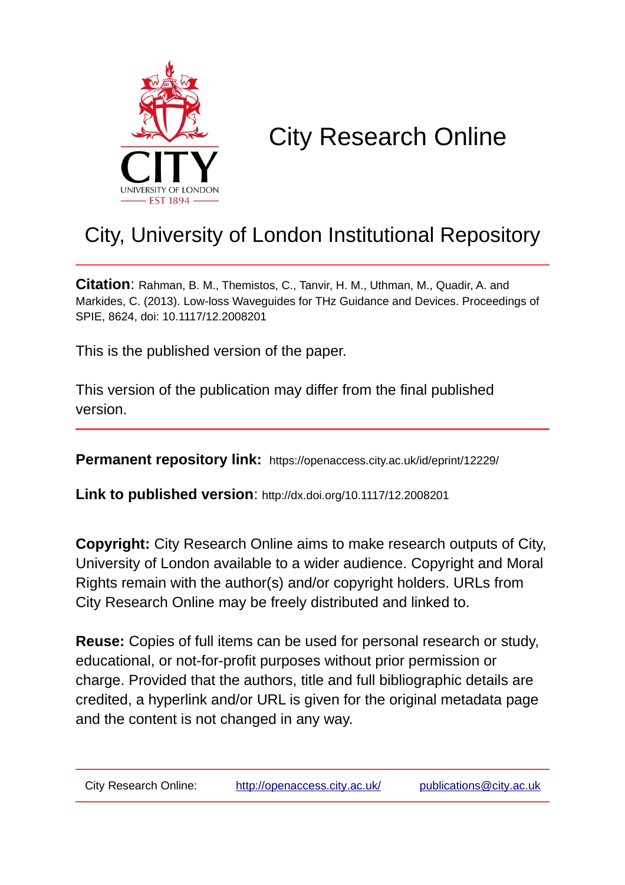CITY
UNIVERSITY OF LONDON
EST 1894

# City Research Online

## City, University of London Institutional Repository

**Citation**: Rahman, B. M., Themistos, C., Tanvir, H. M., Uthman, M., Quadir, A. and Markides, C. (2013). Low-loss Waveguides for THz Guidance and Devices. Proceedings of SPIE, 8624, doi: 10.1117/12.2008201

This is the published version of the paper.

This version of the publication may differ from the final published version.

**Permanent repository link:** https://openaccess.city.ac.uk/id/eprint/12229/

**Link to published version**: http://dx.doi.org/10.1117/12.2008201

**Copyright:** City Research Online aims to make research outputs of City, University of London available to a wider audience. Copyright and Moral Rights remain with the author(s) and/or copyright holders. URLs from City Research Online may be freely distributed and linked to.

**Reuse:** Copies of full items can be used for personal research or study, educational, or not-for-profit purposes without prior permission or charge. Provided that the authors, title and full bibliographic details are credited, a hyperlink and/or URL is given for the original metadata page and the content is not changed in any way.

City Research Online: http://openaccess.city.ac.uk/ publications@city.ac.uk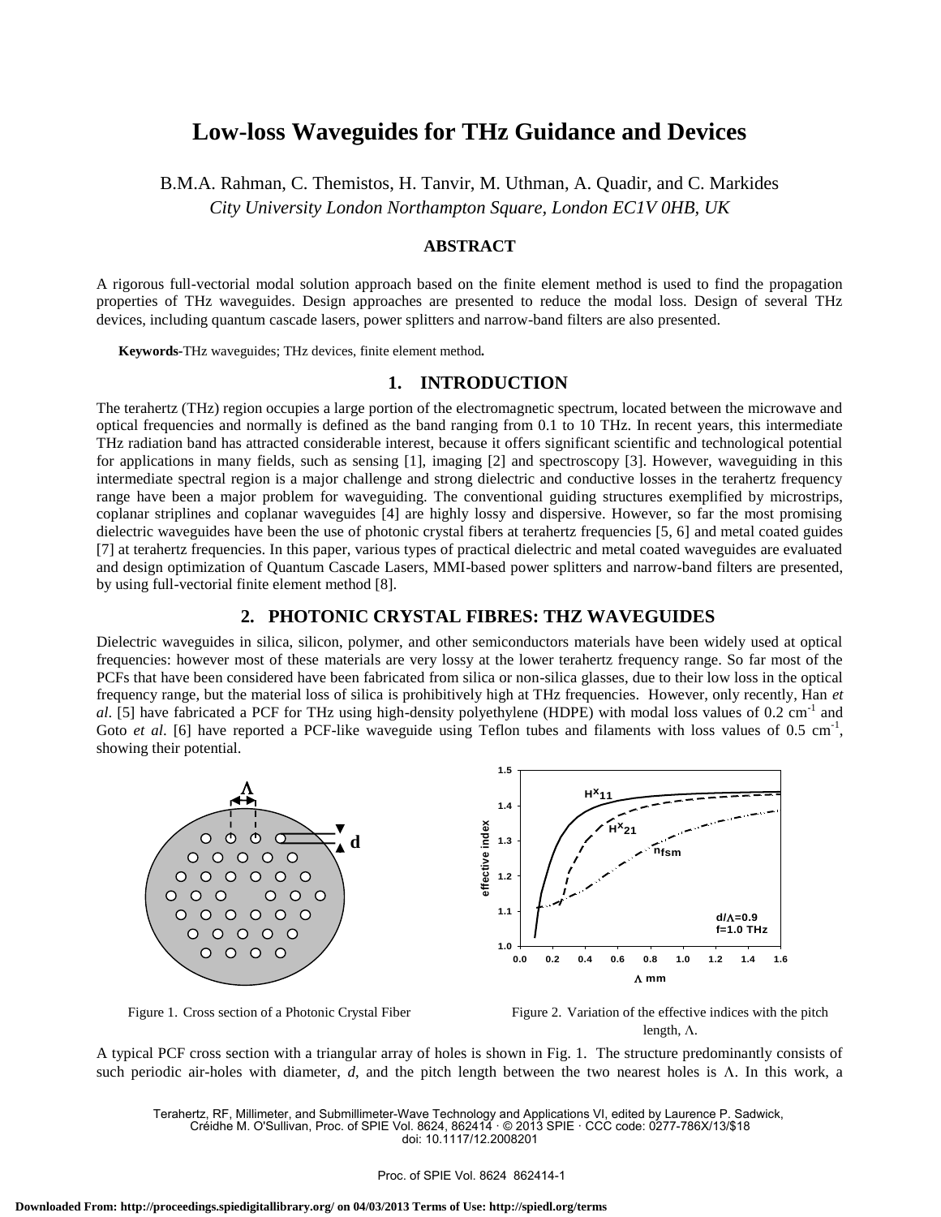# Low-loss Waveguides for THz Guidance and Devices

B.M.A. Rahman, C. Themistos, H. Tanvir, M. Uthman, A. Quadir, and C. Markides

*City University London Northampton Square, London EC1V 0HB, UK*

## ABSTRACT

A rigorous full-vectorial modal solution approach based on the finite element method is used to find the propagation properties of THz waveguides. Design approaches are presented to reduce the modal loss. Design of several THz devices, including quantum cascade lasers, power splitters and narrow-band filters are also presented.

**Keywords**-THz waveguides; THz devices, finite element method**.**

## 1. INTRODUCTION

The terahertz (THz) region occupies a large portion of the electromagnetic spectrum, located between the microwave and optical frequencies and normally is defined as the band ranging from 0.1 to 10 THz. In recent years, this intermediate THz radiation band has attracted considerable interest, because it offers significant scientific and technological potential for applications in many fields, such as sensing [1], imaging [2] and spectroscopy [3]. However, waveguiding in this intermediate spectral region is a major challenge and strong dielectric and conductive losses in the terahertz frequency range have been a major problem for waveguiding. The conventional guiding structures exemplified by microstrips, coplanar striplines and coplanar waveguides [4] are highly lossy and dispersive. However, so far the most promising dielectric waveguides have been the use of photonic crystal fibers at terahertz frequencies [5, 6] and metal coated guides [7] at terahertz frequencies. In this paper, various types of practical dielectric and metal coated waveguides are evaluated and design optimization of Quantum Cascade Lasers, MMI-based power splitters and narrow-band filters are presented, by using full-vectorial finite element method [8].

## 2. PHOTONIC CRYSTAL FIBRES: THZ WAVEGUIDES

Dielectric waveguides in silica, silicon, polymer, and other semiconductors materials have been widely used at optical frequencies: however most of these materials are very lossy at the lower terahertz frequency range. So far most of the PCFs that have been considered have been fabricated from silica or non-silica glasses, due to their low loss in the optical frequency range, but the material loss of silica is prohibitively high at THz frequencies. However, only recently, Han *et al*. [5] have fabricated a PCF for THz using high-density polyethylene (HDPE) with modal loss values of 0.2 $cm^{-1}$ and Goto *et al*. [6] have reported a PCF-like waveguide using Teflon tubes and filaments with loss values of 0.5 $cm^{-1}$, showing their potential.

Λ

d

Figure 1. Cross section of a Photonic Crystal Fiber

1.5
1.4
1.3
1.2
1.1
1.0
effective index
0.0 0.2 0.4 0.6 0.8 1.0 1.2 1.4 1.6
Λ mm
$H^x_{11}$
$H^x_{21}$
$n_{fsm}$
d/Λ=0.9
f=1.0 THz

Figure 2. Variation of the effective indices with the pitch length, Λ.

A typical PCF cross section with a triangular array of holes is shown in Fig. 1. The structure predominantly consists of such periodic air-holes with diameter, *d*, and the pitch length between the two nearest holes is Λ. In this work, a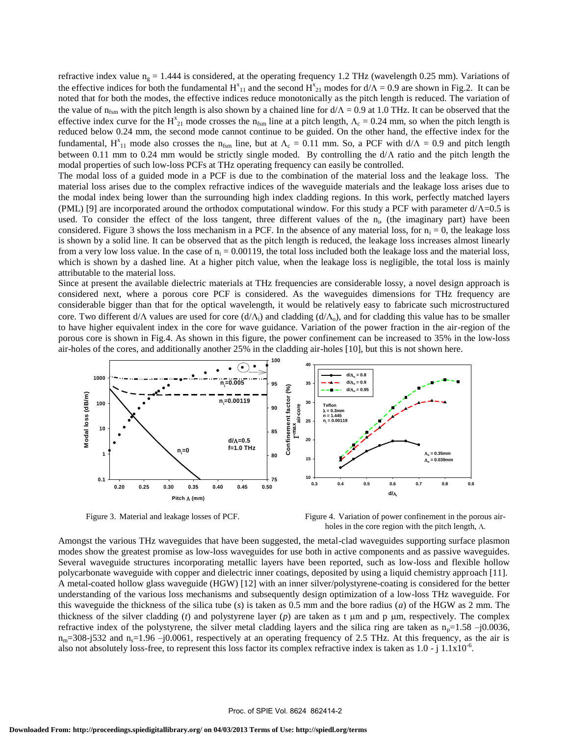refractive index value $n_g$ = 1.444 is considered, at the operating frequency 1.2 THz (wavelength 0.25 mm). Variations of the effective indices for both the fundamental $H^x_{11}$ and the second $H^x_{21}$ modes for d/Λ = 0.9 are shown in Fig.2. It can be noted that for both the modes, the effective indices reduce monotonically as the pitch length is reduced. The variation of the value of $n_{fsm}$ with the pitch length is also shown by a chained line for d/Λ = 0.9 at 1.0 THz. It can be observed that the effective index curve for the $H^x_{21}$ mode crosses the $n_{fsm}$ line at a pitch length, $\Lambda_c$ = 0.24 mm, so when the pitch length is reduced below 0.24 mm, the second mode cannot continue to be guided. On the other hand, the effective index for the fundamental, $H^x_{11}$ mode also crosses the $n_{fsm}$ line, but at $\Lambda_c$ = 0.11 mm. So, a PCF with d/Λ = 0.9 and pitch length between 0.11 mm to 0.24 mm would be strictly single moded. By controlling the d/Λ ratio and the pitch length the modal properties of such low-loss PCFs at THz operating frequency can easily be controlled.

The modal loss of a guided mode in a PCF is due to the combination of the material loss and the leakage loss. The material loss arises due to the complex refractive indices of the waveguide materials and the leakage loss arises due to the modal index being lower than the surrounding high index cladding regions. In this work, perfectly matched layers (PML) [9] are incorporated around the orthodox computational window. For this study a PCF with parameter d/Λ=0.5 is used. To consider the effect of the loss tangent, three different values of the $n_i$, (the imaginary part) have been considered. Figure 3 shows the loss mechanism in a PCF. In the absence of any material loss, for $n_i$ = 0, the leakage loss is shown by a solid line. It can be observed that as the pitch length is reduced, the leakage loss increases almost linearly from a very low loss value. In the case of $n_i$ = 0.00119, the total loss included both the leakage loss and the material loss, which is shown by a dashed line. At a higher pitch value, when the leakage loss is negligible, the total loss is mainly attributable to the material loss.

Since at present the available dielectric materials at THz frequencies are considerable lossy, a novel design approach is considered next, where a porous core PCF is considered. As the waveguides dimensions for THz frequency are considerable bigger than that for the optical wavelength, it would be relatively easy to fabricate such microstructured core. Two different d/Λ values are used for core ($d/\Lambda_i$) and cladding ($d/\Lambda_o$), and for cladding this value has to be smaller to have higher equivalent index in the core for wave guidance. Variation of the power fraction in the air-region of the porous core is shown in Fig.4. As shown in this figure, the power confinement can be increased to 35% in the low-loss air-holes of the cores, and additionally another 25% in the cladding air-holes [10], but this is not shown here.

Modal loss (dB/m)
Confinement factor (%)
Pitch Λ (mm)
$n_i$=0.005
$n_i$=0.00119
$n_i$=0
d/Λ=0.5
f=1.0 THz

Figure 3. Material and leakage losses of PCF.

$\Gamma^{max}_{air\text{-}core}$
$d/\Lambda_o$ = 0.8
$d/\Lambda_o$ = 0.9
$d/\Lambda_o$ = 0.95
Teflon
λ = 0.3mm
n = 1.445
$n_i$ = 0.00119
$\Lambda_o$ = 0.35mm
$\Lambda_i$ = 0.039mm
$d/\Lambda_i$

Figure 4. Variation of power confinement in the porous air-holes in the core region with the pitch length, Λ.

Amongst the various THz waveguides that have been suggested, the metal-clad waveguides supporting surface plasmon modes show the greatest promise as low-loss waveguides for use both in active components and as passive waveguides. Several waveguide structures incorporating metallic layers have been reported, such as low-loss and flexible hollow polycarbonate waveguide with copper and dielectric inner coatings, deposited by using a liquid chemistry approach [11]. A metal-coated hollow glass waveguide (HGW) [12] with an inner silver/polystyrene-coating is considered for the better understanding of the various loss mechanisms and subsequently design optimization of a low-loss THz waveguide. For this waveguide the thickness of the silica tube (*s*) is taken as 0.5 mm and the bore radius (*a*) of the HGW as 2 mm. The thickness of the silver cladding (*t*) and polystyrene layer (*p*) are taken as t μm and p μm, respectively. The complex refractive index of the polystyrene, the silver metal cladding layers and the silica ring are taken as $n_p$=1.58 –j0.0036, $n_m$=308-j532 and $n_s$=1.96 –j0.0061, respectively at an operating frequency of 2.5 THz. At this frequency, as the air is also not absolutely loss-free, to represent this loss factor its complex refractive index is taken as 1.0 - j $1.1\text{x}10^{-6}$.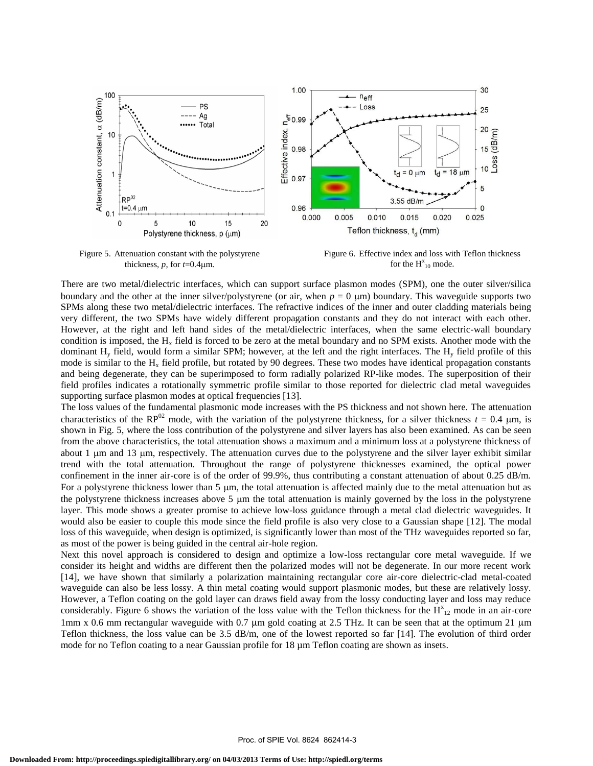Attenuation constant, α (dB/m)

100

10

1

0.1

0 5 10 15 20

Polystyrene thickness, p (μm)

PS

Ag

Total

$RP^{02}$

t=0.4 μm

Figure 5. Attenuation constant with the polystyrene thickness, *p*, for *t*=0.4μm.

Effective index, $n_{eff}$

1.00

0.99

0.98

0.97

0.96

0.000 0.005 0.010 0.015 0.020 0.025

Teflon thickness, $t_d$ (mm)

Loss (dB/m)

30

25

20

15

10

5

0

$n_{eff}$

Loss

$t_d$ = 0 μm

$t_d$ = 18 μm

3.55 dB/m

Figure 6. Effective index and loss with Teflon thickness for the $H^x_{10}$ mode.

There are two metal/dielectric interfaces, which can support surface plasmon modes (SPM), one the outer silver/silica boundary and the other at the inner silver/polystyrene (or air, when $p$ = 0 μm) boundary. This waveguide supports two SPMs along these two metal/dielectric interfaces. The refractive indices of the inner and outer cladding materials being very different, the two SPMs have widely different propagation constants and they do not interact with each other. However, at the right and left hand sides of the metal/dielectric interfaces, when the same electric-wall boundary condition is imposed, the $H_x$ field is forced to be zero at the metal boundary and no SPM exists. Another mode with the dominant $H_y$ field, would form a similar SPM; however, at the left and the right interfaces. The $H_y$ field profile of this mode is similar to the $H_x$ field profile, but rotated by 90 degrees. These two modes have identical propagation constants and being degenerate, they can be superimposed to form radially polarized RP-like modes. The superposition of their field profiles indicates a rotationally symmetric profile similar to those reported for dielectric clad metal waveguides supporting surface plasmon modes at optical frequencies [13].

The loss values of the fundamental plasmonic mode increases with the PS thickness and not shown here. The attenuation characteristics of the $RP^{02}$ mode, with the variation of the polystyrene thickness, for a silver thickness $t$ = 0.4 μm, is shown in Fig. 5, where the loss contribution of the polystyrene and silver layers has also been examined. As can be seen from the above characteristics, the total attenuation shows a maximum and a minimum loss at a polystyrene thickness of about 1 μm and 13 μm, respectively. The attenuation curves due to the polystyrene and the silver layer exhibit similar trend with the total attenuation. Throughout the range of polystyrene thicknesses examined, the optical power confinement in the inner air-core is of the order of 99.9%, thus contributing a constant attenuation of about 0.25 dB/m. For a polystyrene thickness lower than 5 μm, the total attenuation is affected mainly due to the metal attenuation but as the polystyrene thickness increases above 5 μm the total attenuation is mainly governed by the loss in the polystyrene layer. This mode shows a greater promise to achieve low-loss guidance through a metal clad dielectric waveguides. It would also be easier to couple this mode since the field profile is also very close to a Gaussian shape [12]. The modal loss of this waveguide, when design is optimized, is significantly lower than most of the THz waveguides reported so far, as most of the power is being guided in the central air-hole region.

Next this novel approach is considered to design and optimize a low-loss rectangular core metal waveguide. If we consider its height and widths are different then the polarized modes will not be degenerate. In our more recent work [14], we have shown that similarly a polarization maintaining rectangular core air-core dielectric-clad metal-coated waveguide can also be less lossy. A thin metal coating would support plasmonic modes, but these are relatively lossy. However, a Teflon coating on the gold layer can draws field away from the lossy conducting layer and loss may reduce considerably. Figure 6 shows the variation of the loss value with the Teflon thickness for the $H^x_{12}$ mode in an air-core 1mm x 0.6 mm rectangular waveguide with 0.7 μm gold coating at 2.5 THz. It can be seen that at the optimum 21 μm Teflon thickness, the loss value can be 3.5 dB/m, one of the lowest reported so far [14]. The evolution of third order mode for no Teflon coating to a near Gaussian profile for 18 μm Teflon coating are shown as insets.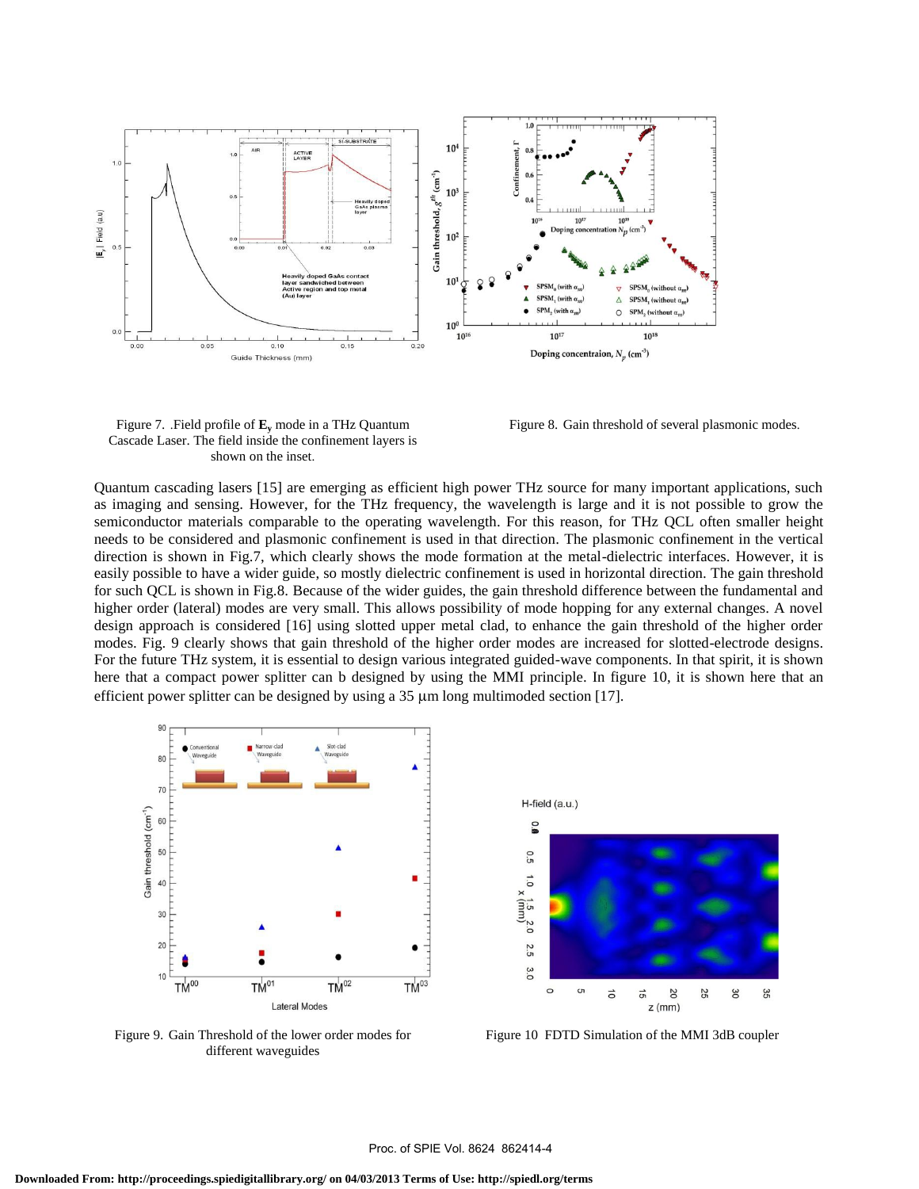Figure 7. .Field profile of $\mathbf{E_y}$ mode in a THz Quantum Cascade Laser. The field inside the confinement layers is shown on the inset.

Figure 8. Gain threshold of several plasmonic modes.

Quantum cascading lasers [15] are emerging as efficient high power THz source for many important applications, such as imaging and sensing. However, for the THz frequency, the wavelength is large and it is not possible to grow the semiconductor materials comparable to the operating wavelength. For this reason, for THz QCL often smaller height needs to be considered and plasmonic confinement is used in that direction. The plasmonic confinement in the vertical direction is shown in Fig.7, which clearly shows the mode formation at the metal-dielectric interfaces. However, it is easily possible to have a wider guide, so mostly dielectric confinement is used in horizontal direction. The gain threshold for such QCL is shown in Fig.8. Because of the wider guides, the gain threshold difference between the fundamental and higher order (lateral) modes are very small. This allows possibility of mode hopping for any external changes. A novel design approach is considered [16] using slotted upper metal clad, to enhance the gain threshold of the higher order modes. Fig. 9 clearly shows that gain threshold of the higher order modes are increased for slotted-electrode designs. For the future THz system, it is essential to design various integrated guided-wave components. In that spirit, it is shown here that a compact power splitter can b designed by using the MMI principle. In figure 10, it is shown here that an efficient power splitter can be designed by using a 35 μm long multimoded section [17].

Figure 9. Gain Threshold of the lower order modes for different waveguides

Figure 10 FDTD Simulation of the MMI 3dB coupler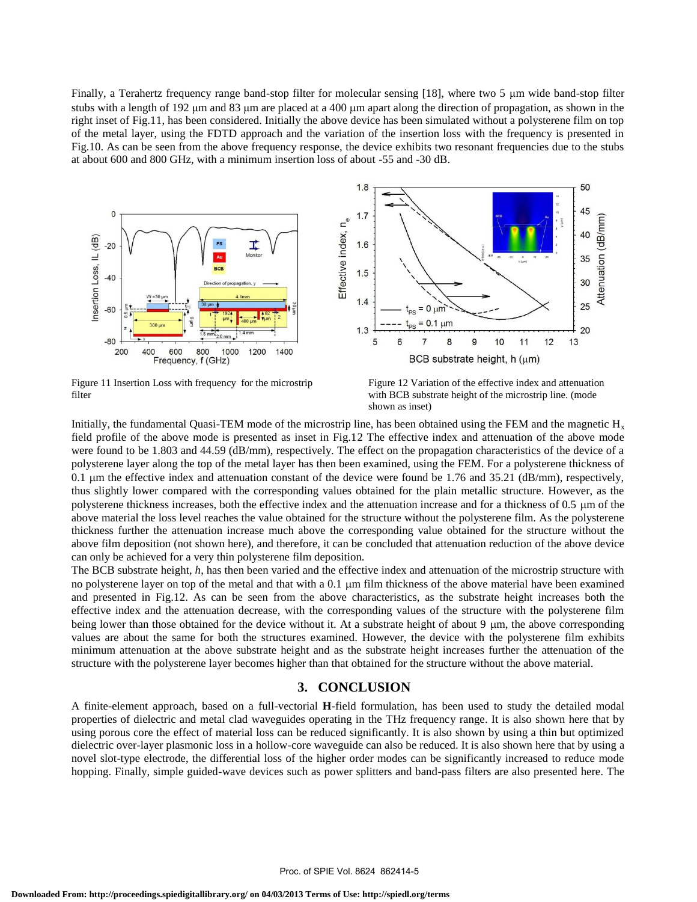Finally, a Terahertz frequency range band-stop filter for molecular sensing [18], where two 5 μm wide band-stop filter stubs with a length of 192 μm and 83 μm are placed at a 400 μm apart along the direction of propagation, as shown in the right inset of Fig.11, has been considered. Initially the above device has been simulated without a polystyrene film on top of the metal layer, using the FDTD approach and the variation of the insertion loss with the frequency is presented in Fig.10. As can be seen from the above frequency response, the device exhibits two resonant frequencies due to the stubs at about 600 and 800 GHz, with a minimum insertion loss of about -55 and -30 dB.

Insertion Loss, IL (dB)
0
-20
-40
-60
-80
200 400 600 800 1000 1200 1400
Frequency, f (GHz)
PS
Au
BCB
Monitor
Direction of propagation, y
W = 30 μm
0.5 μm
300 μm
9 μm
4.1mm
30 μm
192 μm
400 μm
82 μm
30 μm
1.6 mm
2.0 mm
1.4 mm

Figure 11 Insertion Loss with frequency for the microstrip filter

Effective index, $n_e$
1.8
1.7
1.6
1.5
1.4
1.3
5 6 7 8 9 10 11 12 13
BCB substrate height, h (μm)
Attenuation (dB/mm)
50
45
40
35
30
25
20
$t_{PS}$ = 0 μm
$t_{PS}$ = 0.1 μm
BCB
Au

Figure 12 Variation of the effective index and attenuation with BCB substrate height of the microstrip line. (mode shown as inset)

Initially, the fundamental Quasi-TEM mode of the microstrip line, has been obtained using the FEM and the magnetic $H_x$ field profile of the above mode is presented as inset in Fig.12 The effective index and attenuation of the above mode were found to be 1.803 and 44.59 (dB/mm), respectively. The effect on the propagation characteristics of the device of a polysterene layer along the top of the metal layer has then been examined, using the FEM. For a polystyrene thickness of 0.1 μm the effective index and attenuation constant of the device were found be 1.76 and 35.21 (dB/mm), respectively, thus slightly lower compared with the corresponding values obtained for the plain metallic structure. However, as the polystyrene thickness increases, both the effective index and the attenuation increase and for a thickness of 0.5 μm of the above material the loss level reaches the value obtained for the structure without the polystyrene film. As the polystyrene thickness further the attenuation increase much above the corresponding value obtained for the structure without the above film deposition (not shown here), and therefore, it can be concluded that attenuation reduction of the above device can only be achieved for a very thin polystyrene film deposition.

The BCB substrate height, *h*, has then been varied and the effective index and attenuation of the microstrip structure with no polystyrene layer on top of the metal and that with a 0.1 μm film thickness of the above material have been examined and presented in Fig.12. As can be seen from the above characteristics, as the substrate height increases both the effective index and the attenuation decrease, with the corresponding values of the structure with the polystyrene film being lower than those obtained for the device without it. At a substrate height of about 9 μm, the above corresponding values are about the same for both the structures examined. However, the device with the polystyrene film exhibits minimum attenuation at the above substrate height and as the substrate height increases further the attenuation of the structure with the polystyrene layer becomes higher than that obtained for the structure without the above material.

## 3. CONCLUSION

A finite-element approach, based on a full-vectorial **H**-field formulation, has been used to study the detailed modal properties of dielectric and metal clad waveguides operating in the THz frequency range. It is also shown here that by using porous core the effect of material loss can be reduced significantly. It is also shown by using a thin but optimized dielectric over-layer plasmonic loss in a hollow-core waveguide can also be reduced. It is also shown here that by using a novel slot-type electrode, the differential loss of the higher order modes can be significantly increased to reduce mode hopping. Finally, simple guided-wave devices such as power splitters and band-pass filters are also presented here. The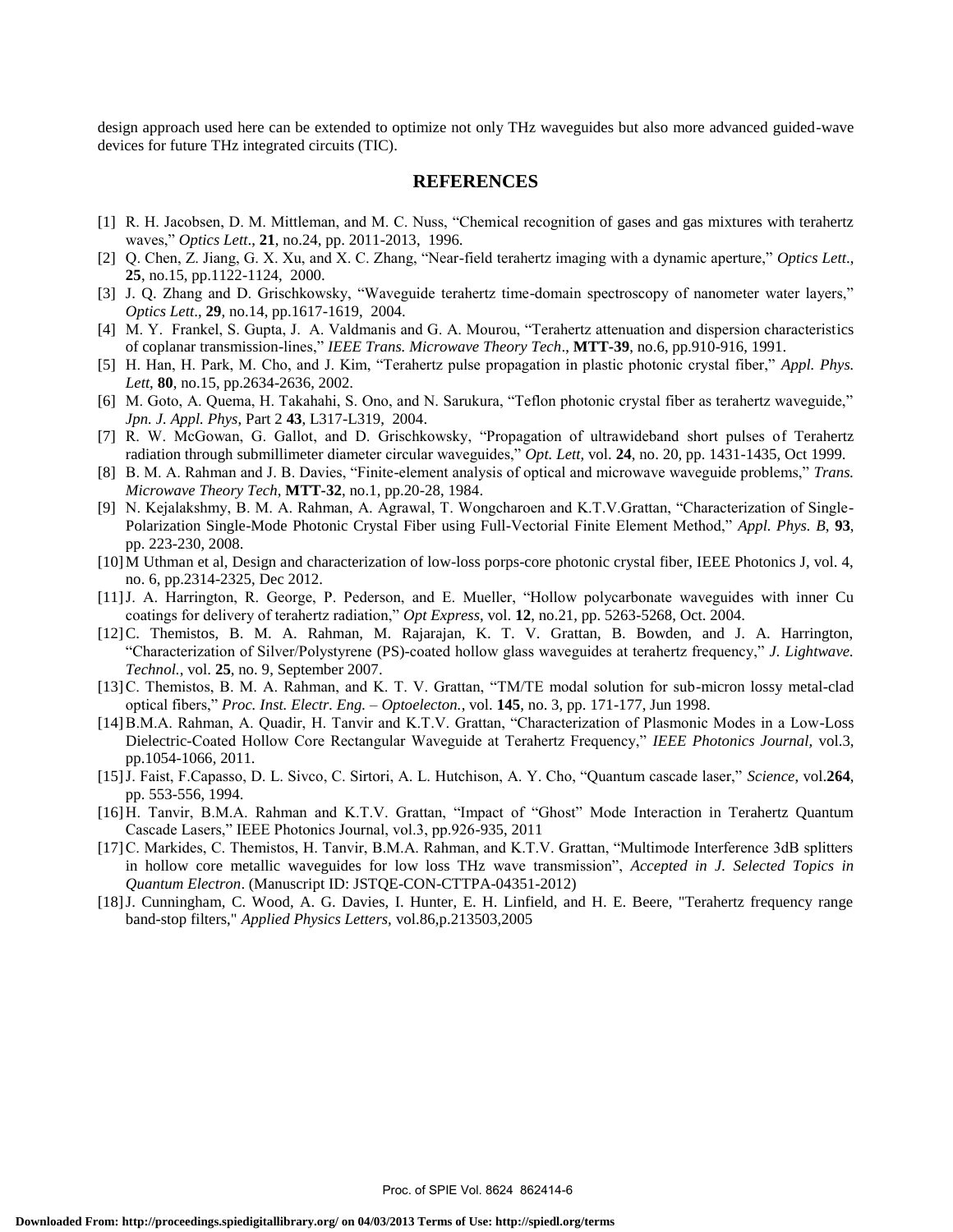design approach used here can be extended to optimize not only THz waveguides but also more advanced guided-wave devices for future THz integrated circuits (TIC).

## REFERENCES

[1] R. H. Jacobsen, D. M. Mittleman, and M. C. Nuss, "Chemical recognition of gases and gas mixtures with terahertz waves," *Optics Lett*., **21**, no.24, pp. 2011-2013, 1996.

[2] Q. Chen, Z. Jiang, G. X. Xu, and X. C. Zhang, "Near-field terahertz imaging with a dynamic aperture," *Optics Lett*., **25**, no.15, pp.1122-1124, 2000.

[3] J. Q. Zhang and D. Grischkowsky, "Waveguide terahertz time-domain spectroscopy of nanometer water layers," *Optics Lett*., **29**, no.14, pp.1617-1619, 2004.

[4] M. Y. Frankel, S. Gupta, J. A. Valdmanis and G. A. Mourou, "Terahertz attenuation and dispersion characteristics of coplanar transmission-lines," *IEEE Trans. Microwave Theory Tech*., **MTT-39**, no.6, pp.910-916, 1991.

[5] H. Han, H. Park, M. Cho, and J. Kim, "Terahertz pulse propagation in plastic photonic crystal fiber," *Appl. Phys. Lett*, **80**, no.15, pp.2634-2636, 2002.

[6] M. Goto, A. Quema, H. Takahahi, S. Ono, and N. Sarukura, "Teflon photonic crystal fiber as terahertz waveguide," *Jpn. J. Appl. Phys*, Part 2 **43**, L317-L319, 2004.

[7] R. W. McGowan, G. Gallot, and D. Grischkowsky, "Propagation of ultrawideband short pulses of Terahertz radiation through submillimeter diameter circular waveguides," *Opt. Lett*, vol. **24**, no. 20, pp. 1431-1435, Oct 1999.

[8] B. M. A. Rahman and J. B. Davies, "Finite-element analysis of optical and microwave waveguide problems," *Trans. Microwave Theory Tech*, **MTT-32**, no.1, pp.20-28, 1984.

[9] N. Kejalakshmy, B. M. A. Rahman, A. Agrawal, T. Wongcharoen and K.T.V.Grattan, "Characterization of Single-Polarization Single-Mode Photonic Crystal Fiber using Full-Vectorial Finite Element Method," *Appl. Phys. B*, **93**, pp. 223-230, 2008.

[10] M Uthman et al, Design and characterization of low-loss porps-core photonic crystal fiber, IEEE Photonics J, vol. 4, no. 6, pp.2314-2325, Dec 2012.

[11] J. A. Harrington, R. George, P. Pederson, and E. Mueller, "Hollow polycarbonate waveguides with inner Cu coatings for delivery of terahertz radiation," *Opt Express*, vol. **12**, no.21, pp. 5263-5268, Oct. 2004.

[12] C. Themistos, B. M. A. Rahman, M. Rajarajan, K. T. V. Grattan, B. Bowden, and J. A. Harrington, "Characterization of Silver/Polystyrene (PS)-coated hollow glass waveguides at terahertz frequency," *J. Lightwave. Technol.*, vol. **25**, no. 9, September 2007.

[13] C. Themistos, B. M. A. Rahman, and K. T. V. Grattan, "TM/TE modal solution for sub-micron lossy metal-clad optical fibers," *Proc. Inst. Electr. Eng. – Optoelecton.*, vol. **145**, no. 3, pp. 171-177, Jun 1998.

[14] B.M.A. Rahman, A. Quadir, H. Tanvir and K.T.V. Grattan, "Characterization of Plasmonic Modes in a Low-Loss Dielectric-Coated Hollow Core Rectangular Waveguide at Terahertz Frequency," *IEEE Photonics Journal*, vol.3, pp.1054-1066, 2011.

[15] J. Faist, F.Capasso, D. L. Sivco, C. Sirtori, A. L. Hutchison, A. Y. Cho, "Quantum cascade laser," *Science*, vol.**264**, pp. 553-556, 1994.

[16] H. Tanvir, B.M.A. Rahman and K.T.V. Grattan, "Impact of "Ghost" Mode Interaction in Terahertz Quantum Cascade Lasers," IEEE Photonics Journal, vol.3, pp.926-935, 2011

[17] C. Markides, C. Themistos, H. Tanvir, B.M.A. Rahman, and K.T.V. Grattan, "Multimode Interference 3dB splitters in hollow core metallic waveguides for low loss THz wave transmission", *Accepted in J. Selected Topics in Quantum Electron*. (Manuscript ID: JSTQE-CON-CTTPA-04351-2012)

[18] J. Cunningham, C. Wood, A. G. Davies, I. Hunter, E. H. Linfield, and H. E. Beere, "Terahertz frequency range band-stop filters," *Applied Physics Letters*, vol.86,p.213503,2005